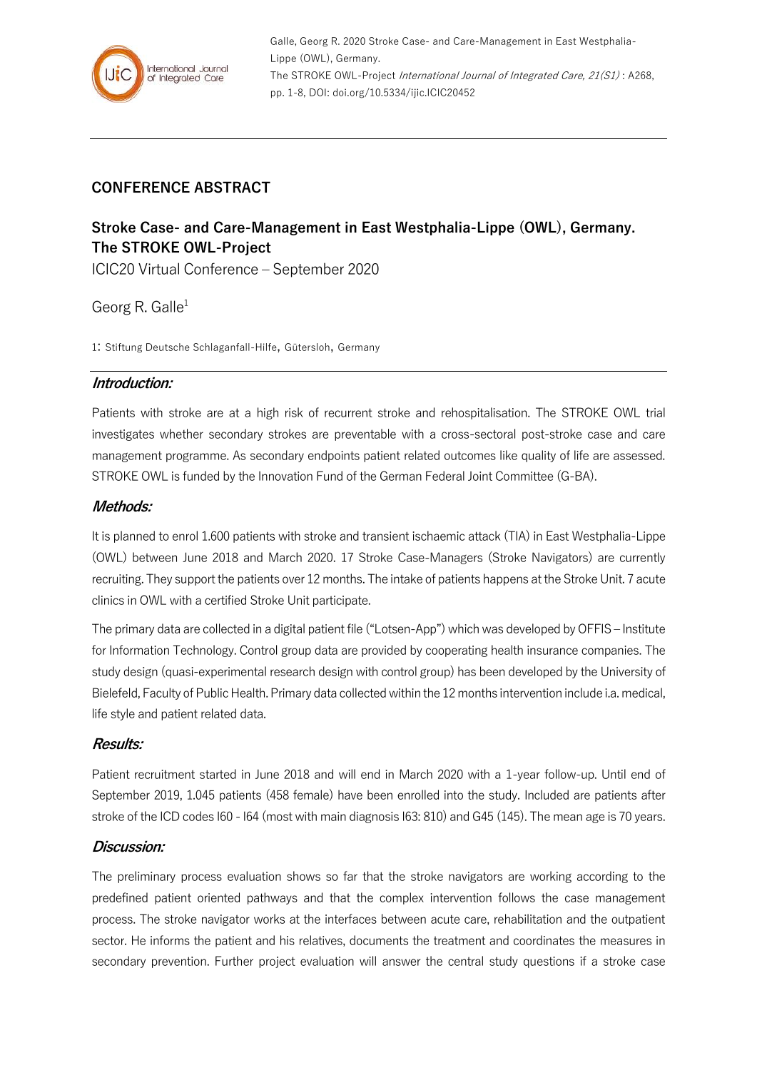## CONFERENCE ABSTRACT

# Stroke Case- and Care-Management in East Westphalia-Lippe (OWL), Germany. The STROKE OWL-Project

ICIC20 Virtual Conference – September 2020

Georg R. Galle[1]

1: Stiftung Deutsche Schlaganfall-Hilfe, Gütersloh, Germany

### *Introduction:*

Patients with stroke are at a high risk of recurrent stroke and rehospitalisation. The STROKE OWL trial investigates whether secondary strokes are preventable with a cross-sectoral post-stroke case and care management programme. As secondary endpoints patient related outcomes like quality of life are assessed. STROKE OWL is funded by the Innovation Fund of the German Federal Joint Committee (G-BA).

### *Methods:*

It is planned to enrol 1.600 patients with stroke and transient ischaemic attack (TIA) in East Westphalia-Lippe (OWL) between June 2018 and March 2020. 17 Stroke Case-Managers (Stroke Navigators) are currently recruiting. They support the patients over 12 months. The intake of patients happens at the Stroke Unit. 7 acute clinics in OWL with a certified Stroke Unit participate.

The primary data are collected in a digital patient file ("Lotsen-App") which was developed by OFFIS – Institute for Information Technology. Control group data are provided by cooperating health insurance companies. The study design (quasi-experimental research design with control group) has been developed by the University of Bielefeld, Faculty of Public Health. Primary data collected within the 12 months intervention include i.a. medical, life style and patient related data.

### *Results:*

Patient recruitment started in June 2018 and will end in March 2020 with a 1-year follow-up. Until end of September 2019, 1.045 patients (458 female) have been enrolled into the study. Included are patients after stroke of the ICD codes I60 - I64 (most with main diagnosis I63: 810) and G45 (145). The mean age is 70 years.

### *Discussion:*

The preliminary process evaluation shows so far that the stroke navigators are working according to the predefined patient oriented pathways and that the complex intervention follows the case management process. The stroke navigator works at the interfaces between acute care, rehabilitation and the outpatient sector. He informs the patient and his relatives, documents the treatment and coordinates the measures in secondary prevention. Further project evaluation will answer the central study questions if a stroke case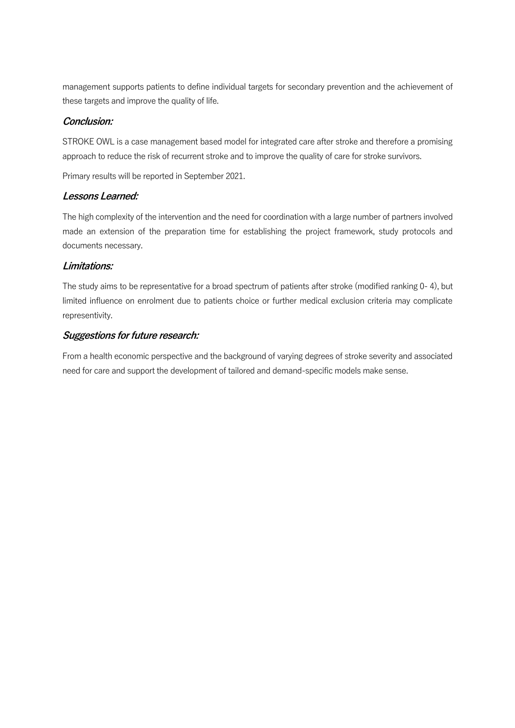management supports patients to define individual targets for secondary prevention and the achievement of these targets and improve the quality of life.

### *Conclusion:*

STROKE OWL is a case management based model for integrated care after stroke and therefore a promising approach to reduce the risk of recurrent stroke and to improve the quality of care for stroke survivors.

Primary results will be reported in September 2021.

### *Lessons Learned:*

The high complexity of the intervention and the need for coordination with a large number of partners involved made an extension of the preparation time for establishing the project framework, study protocols and documents necessary.

### *Limitations:*

The study aims to be representative for a broad spectrum of patients after stroke (modified ranking 0- 4), but limited influence on enrolment due to patients choice or further medical exclusion criteria may complicate representivity.

### *Suggestions for future research:*

From a health economic perspective and the background of varying degrees of stroke severity and associated need for care and support the development of tailored and demand-specific models make sense.